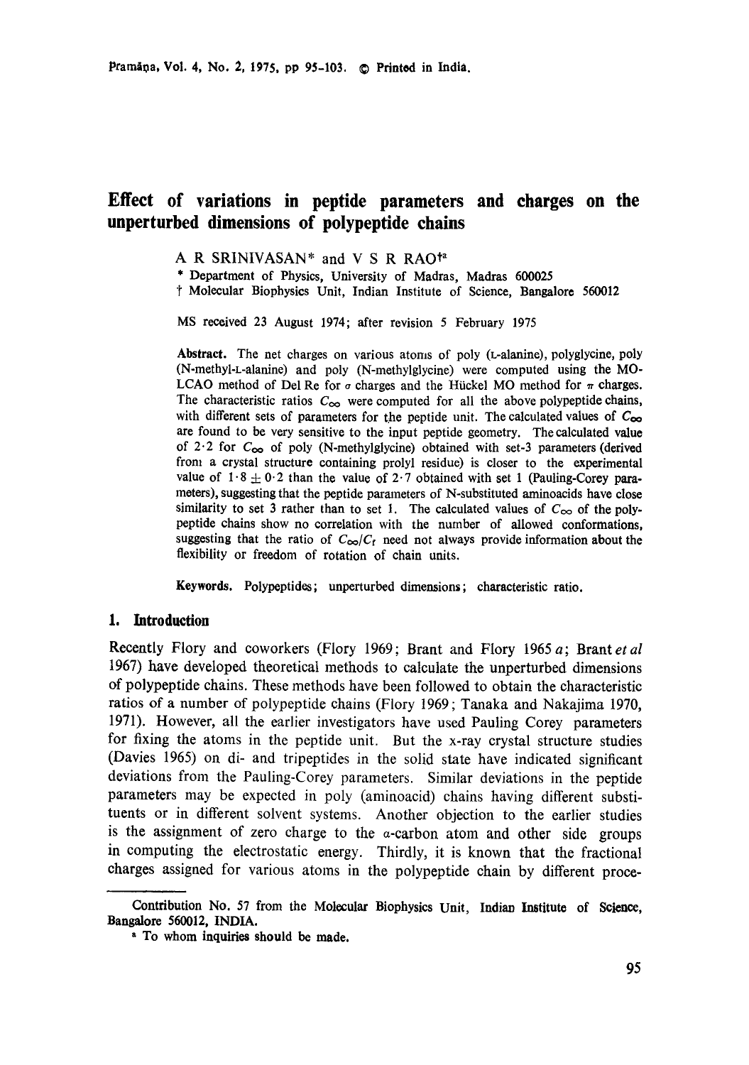# Effect of variations in peptide parameters and charges on the unperturbed dimensions of polypeptide chains

A R SRINIVASAN* and V S R RAO†[a]

\* Department of Physics, University of Madras, Madras 600025

† Molecular Biophysics Unit, Indian Institute of Science, Bangalore 560012

MS received 23 August 1974; after revision 5 February 1975

**Abstract.** The net charges on various atoms of poly (L-alanine), polyglycine, poly (N-methyl-L-alanine) and poly (N-methylglycine) were computed using the MO-LCAO method of Del Re for $\sigma$ charges and the Hückel MO method for $\pi$ charges. The characteristic ratios $C_\infty$ were computed for all the above polypeptide chains, with different sets of parameters for the peptide unit. The calculated values of $C_\infty$ are found to be very sensitive to the input peptide geometry. The calculated value of 2·2 for $C_\infty$ of poly (N-methylglycine) obtained with set-3 parameters (derived from a crystal structure containing prolyl residue) is closer to the experimental value of $1{\cdot}8 \pm 0{\cdot}2$ than the value of 2·7 obtained with set 1 (Pauling-Corey parameters), suggesting that the peptide parameters of N-substituted aminoacids have close similarity to set 3 rather than to set 1. The calculated values of $C_\infty$ of the polypeptide chains show no correlation with the number of allowed conformations, suggesting that the ratio of $C_\infty/C_f$ need not always provide information about the flexibility or freedom of rotation of chain units.

**Keywords.** Polypeptides; unperturbed dimensions; characteristic ratio.

## 1. Introduction

Recently Flory and coworkers (Flory 1969; Brant and Flory 1965 *a*; Brant *et al* 1967) have developed theoretical methods to calculate the unperturbed dimensions of polypeptide chains. These methods have been followed to obtain the characteristic ratios of a number of polypeptide chains (Flory 1969; Tanaka and Nakajima 1970, 1971). However, all the earlier investigators have used Pauling Corey parameters for fixing the atoms in the peptide unit. But the x-ray crystal structure studies (Davies 1965) on di- and tripeptides in the solid state have indicated significant deviations from the Pauling-Corey parameters. Similar deviations in the peptide parameters may be expected in poly (aminoacid) chains having different substituents or in different solvent systems. Another objection to the earlier studies is the assignment of zero charge to the $\alpha$-carbon atom and other side groups in computing the electrostatic energy. Thirdly, it is known that the fractional charges assigned for various atoms in the polypeptide chain by different proce-

---

Contribution No. 57 from the Molecular Biophysics Unit, Indian Institute of Science, Bangalore 560012, INDIA.

[a] To whom inquiries should be made.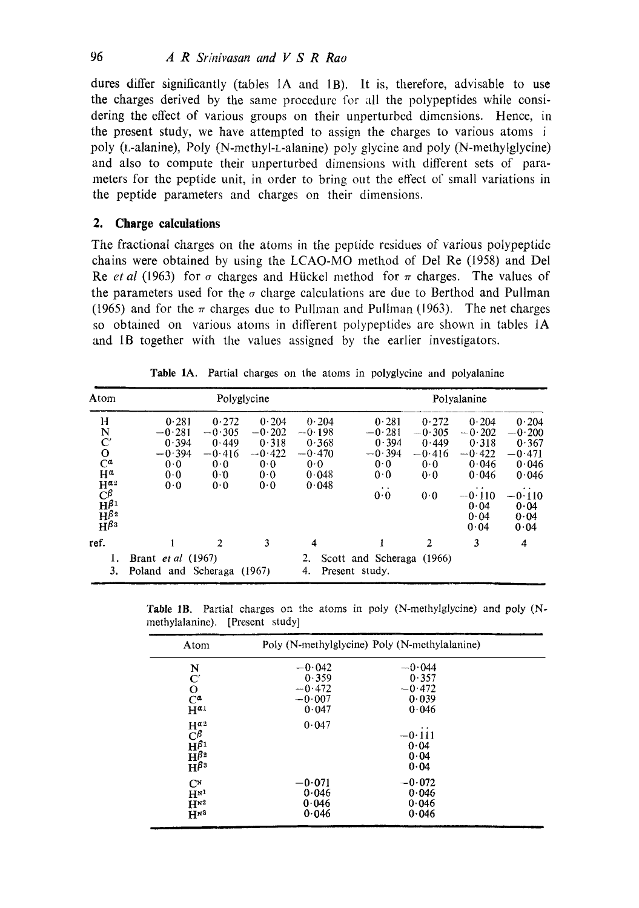dures differ significantly (tables 1A and 1B). It is, therefore, advisable to use the charges derived by the same procedure for all the polypeptides while considering the effect of various groups on their unperturbed dimensions. Hence, in the present study, we have attempted to assign the charges to various atoms i poly (L-alanine), Poly (N-methyl-L-alanine) poly glycine and poly (N-methylglycine) and also to compute their unperturbed dimensions with different sets of parameters for the peptide unit, in order to bring out the effect of small variations in the peptide parameters and charges on their dimensions.

## 2. Charge calculations

The fractional charges on the atoms in the peptide residues of various polypeptide chains were obtained by using the LCAO-MO method of Del Re (1958) and Del Re *et al* (1963) for $\sigma$ charges and Hückel method for $\pi$ charges. The values of the parameters used for the $\sigma$ charge calculations are due to Berthod and Pullman (1965) and for the $\pi$ charges due to Pullman and Pullman (1963). The net charges so obtained on various atoms in different polypeptides are shown in tables 1A and 1B together with the values assigned by the earlier investigators.

**Table 1A.** Partial charges on the atoms in polyglycine and polyalanine

| Atom | Polyglycine | | | | Polyalanine | | | |
|---|---|---|---|---|---|---|---|---|
| H | 0·281 | 0·272 | 0·204 | 0·204 | 0·281 | 0·272 | 0·204 | 0·204 |
| N | −0·281 | −0·305 | −0·202 | −0·198 | −0·281 | −0·305 | −0·202 | −0·200 |
| C′ | 0·394 | 0·449 | 0·318 | 0·368 | 0·394 | 0·449 | 0·318 | 0·367 |
| O | −0·394 | −0·416 | −0·422 | −0·470 | −0·394 | −0·416 | −0·422 | −0·471 |
| $C^{\alpha}$ | 0·0 | 0·0 | 0·0 | 0·0 | 0·0 | 0·0 | 0·046 | 0·046 |
| $H^{\alpha}$ | 0·0 | 0·0 | 0·0 | 0·048 | 0·0 | 0·0 | 0·046 | 0·046 |
| $H^{\alpha_2}$ | 0·0 | 0·0 | 0·0 | 0·048 | .. | | .. | .. |
| $C^{\beta}$ | | | | | 0·0 | 0·0 | −0·110 | −0·110 |
| $H^{\beta_1}$ | | | | | | | 0·04 | 0·04 |
| $H^{\beta_2}$ | | | | | | | 0·04 | 0·04 |
| $H^{\beta_3}$ | | | | | | | 0·04 | 0·04 |
| ref. | 1 | 2 | 3 | 4 | 1 | 2 | 3 | 4 |

1. Brant *et al* (1967) 2. Scott and Scheraga (1966)
3. Poland and Scheraga (1967) 4. Present study.

**Table 1B.** Partial charges on the atoms in poly (N-methylglycine) and poly (N-methylalanine). [Present study]

| Atom | Poly (N-methylglycine) | Poly (N-methylalanine) |
|---|---|---|
| N | −0·042 | −0·044 |
| C′ | 0·359 | 0·357 |
| O | −0·472 | −0·472 |
| $C^{\alpha}$ | −0·007 | 0·039 |
| $H^{\alpha_1}$ | 0·047 | 0·046 |
| $H^{\alpha_2}$ | 0·047 | .. |
| $C^{\beta}$ | | −0·111 |
| $H^{\beta_1}$ | | 0·04 |
| $H^{\beta_2}$ | | 0·04 |
| $H^{\beta_3}$ | | 0·04 |
| $C^{N}$ | −0·071 | −0·072 |
| $H^{N1}$ | 0·046 | 0·046 |
| $H^{N2}$ | 0·046 | 0·046 |
| $H^{N3}$ | 0·046 | 0·046 |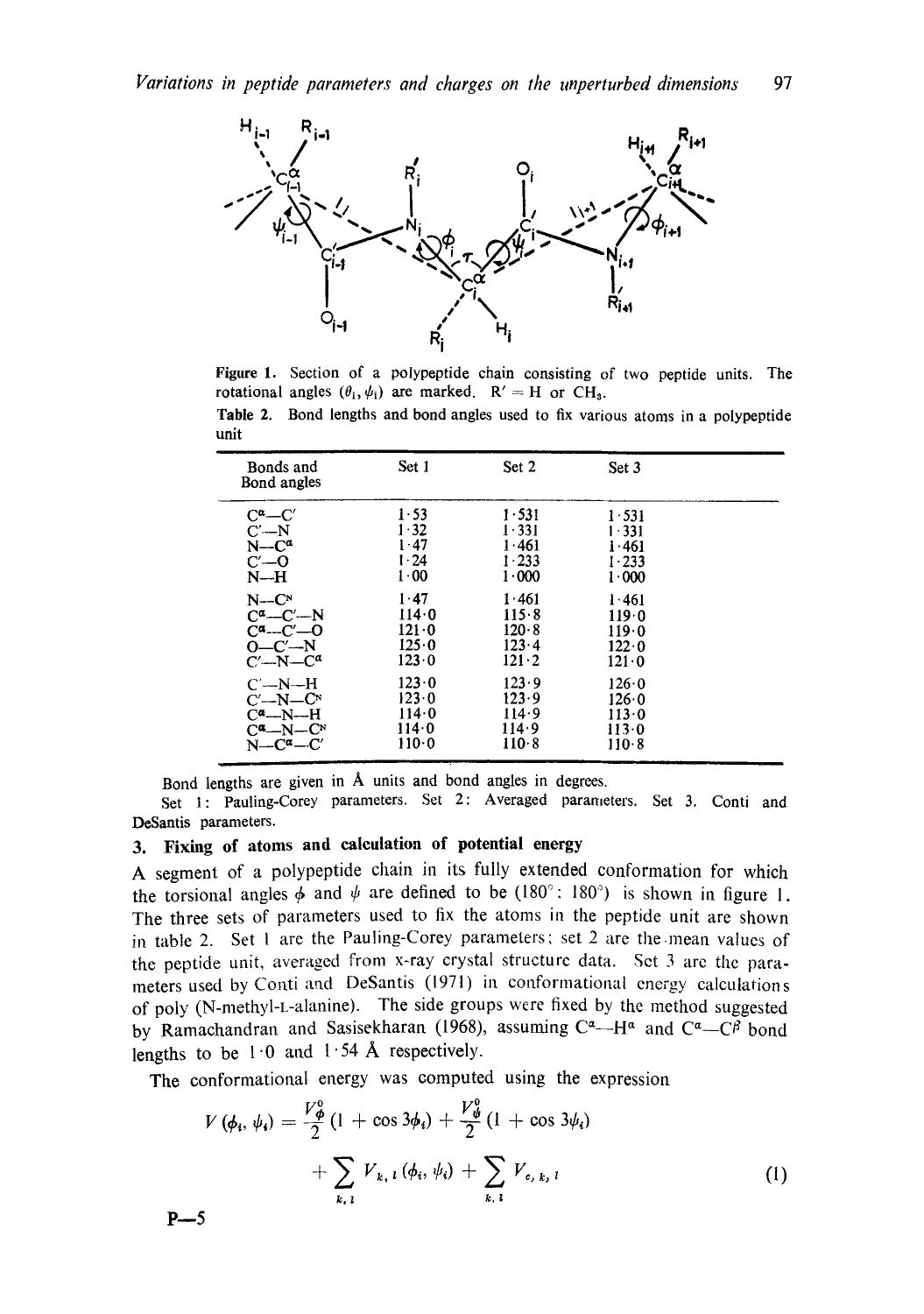Figure 1. Section of a polypeptide chain consisting of two peptide units. The rotational angles ($\theta_i, \psi_i$) are marked. R′ = H or $CH_3$.

Table 2. Bond lengths and bond angles used to fix various atoms in a polypeptide unit

| Bonds and Bond angles | Set 1 | Set 2 | Set 3 |
|---|---|---|---|
| $C^{\alpha}$—C′ | 1·53 | 1·531 | 1·531 |
| C′—N | 1·32 | 1·331 | 1·331 |
| N—$C^{\alpha}$ | 1·47 | 1·461 | 1·461 |
| C′—O | 1·24 | 1·233 | 1·233 |
| N—H | 1·00 | 1·000 | 1·000 |
| N—$C^{N}$ | 1·47 | 1·461 | 1·461 |
| $C^{\alpha}$—C′—N | 114·0 | 115·8 | 119·0 |
| $C^{\alpha}$—C′—O | 121·0 | 120·8 | 119·0 |
| O—C′—N | 125·0 | 123·4 | 122·0 |
| C′—N—$C^{\alpha}$ | 123·0 | 121·2 | 121·0 |
| C′—N—H | 123·0 | 123·9 | 126·0 |
| C′—N—$C^{N}$ | 123·0 | 123·9 | 126·0 |
| $C^{\alpha}$—N—H | 114·0 | 114·9 | 113·0 |
| $C^{\alpha}$—N—$C^{N}$ | 114·0 | 114·9 | 113·0 |
| N—$C^{\alpha}$—C′ | 110·0 | 110·8 | 110·8 |

Bond lengths are given in Å units and bond angles in degrees.

Set 1: Pauling-Corey parameters. Set 2: Averaged parameters. Set 3. Conti and DeSantis parameters.

## 3. Fixing of atoms and calculation of potential energy

A segment of a polypeptide chain in its fully extended conformation for which the torsional angles $\phi$ and $\psi$ are defined to be (180°; 180°) is shown in figure 1. The three sets of parameters used to fix the atoms in the peptide unit are shown in table 2. Set 1 are the Pauling-Corey parameters; set 2 are the mean values of the peptide unit, averaged from x-ray crystal structure data. Set 3 are the parameters used by Conti and DeSantis (1971) in conformational energy calculations of poly (N-methyl-L-alanine). The side groups were fixed by the method suggested by Ramachandran and Sasisekharan (1968), assuming $C^{\alpha}$—$H^{\alpha}$ and $C^{\alpha}$—$C^{\beta}$ bond lengths to be 1·0 and 1·54 Å respectively.

The conformational energy was computed using the expression

$$V(\phi_i, \psi_i) = \frac{V_{\phi}^{0}}{2}(1 + \cos 3\phi_i) + \frac{V_{\psi}^{0}}{2}(1 + \cos 3\psi_i) + \sum_{k,l} V_{k,l}(\phi_i, \psi_i) + \sum_{k,l} V_{e,k,l} \qquad (1)$$

P—5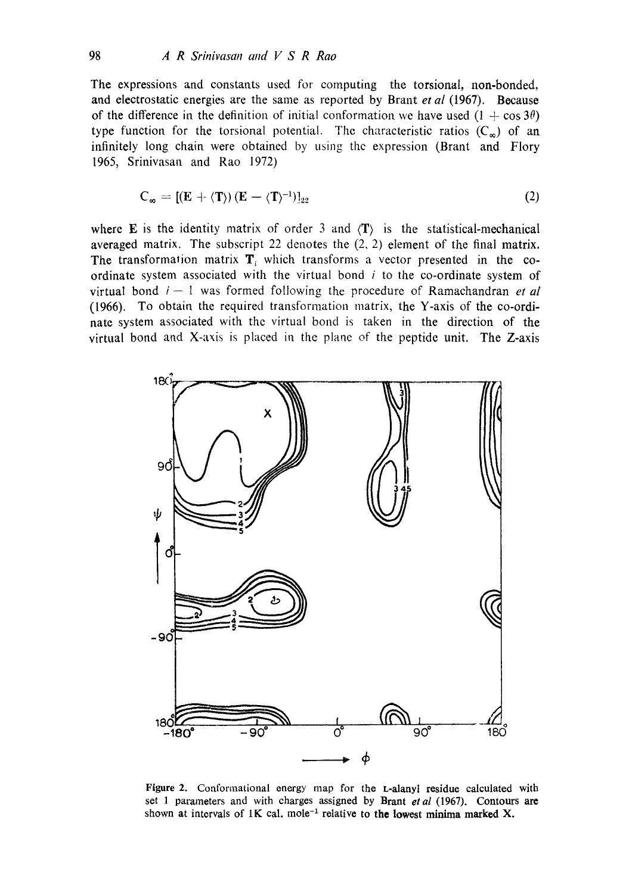The expressions and constants used for computing the torsional, non-bonded, and electrostatic energies are the same as reported by Brant *et al* (1967). Because of the difference in the definition of initial conformation we have used $(1 + \cos 3\theta)$ type function for the torsional potential. The characteristic ratios $(C_\infty)$ of an infinitely long chain were obtained by using the expression (Brant and Flory 1965, Srinivasan and Rao 1972)

$$C_\infty = [(\mathbf{E} + \langle \mathbf{T} \rangle)(\mathbf{E} - \langle \mathbf{T} \rangle^{-1})]_{22} \tag{2}$$

where $\mathbf{E}$ is the identity matrix of order 3 and $\langle \mathbf{T} \rangle$ is the statistical-mechanical averaged matrix. The subscript 22 denotes the (2, 2) element of the final matrix. The transformation matrix $\mathbf{T}_i$ which transforms a vector presented in the co-ordinate system associated with the virtual bond $i$ to the co-ordinate system of virtual bond $i - 1$ was formed following the procedure of Ramachandran *et al* (1966). To obtain the required transformation matrix, the Y-axis of the co-ordinate system associated with the virtual bond is taken in the direction of the virtual bond and X-axis is placed in the plane of the peptide unit. The Z-axis

**Figure 2.** Conformational energy map for the L-alanyl residue calculated with set 1 parameters and with charges assigned by Brant *et al* (1967). Contours are shown at intervals of 1K cal. mole$^{-1}$ relative to the lowest minima marked X.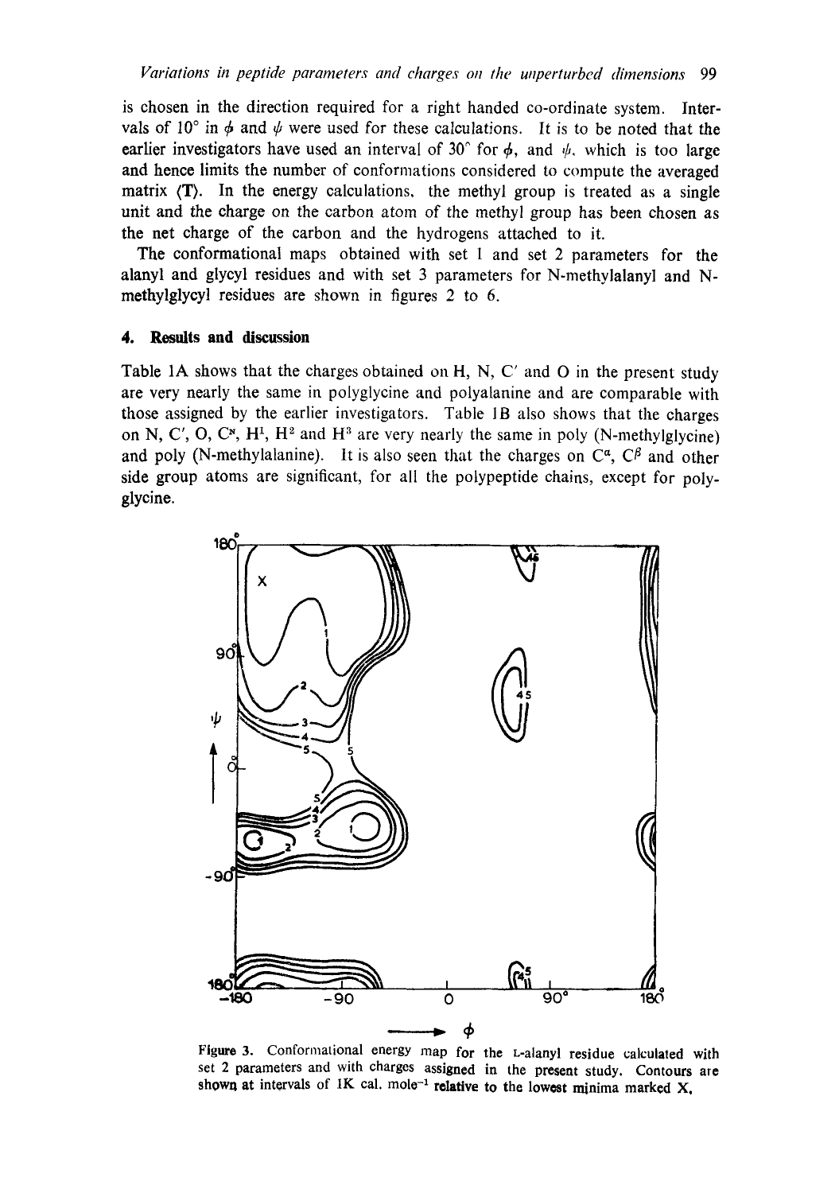is chosen in the direction required for a right handed co-ordinate system. Intervals of 10° in $\phi$ and $\psi$ were used for these calculations. It is to be noted that the earlier investigators have used an interval of 30° for $\phi$, and $\psi$, which is too large and hence limits the number of conformations considered to compute the averaged matrix $\langle \mathbf{T} \rangle$. In the energy calculations, the methyl group is treated as a single unit and the charge on the carbon atom of the methyl group has been chosen as the net charge of the carbon and the hydrogens attached to it.

The conformational maps obtained with set 1 and set 2 parameters for the alanyl and glycyl residues and with set 3 parameters for N-methylalanyl and N-methylglycyl residues are shown in figures 2 to 6.

## 4. Results and discussion

Table 1A shows that the charges obtained on H, N, C′ and O in the present study are very nearly the same in polyglycine and polyalanine and are comparable with those assigned by the earlier investigators. Table 1B also shows that the charges on N, C′, O, $C^N$, $H^1$, $H^2$ and $H^3$ are very nearly the same in poly (N-methylglycine) and poly (N-methylalanine). It is also seen that the charges on $C^\alpha$, $C^\beta$ and other side group atoms are significant, for all the polypeptide chains, except for polyglycine.

**Figure 3.** Conformational energy map for the L-alanyl residue calculated with set 2 parameters and with charges assigned in the present study. Contours are shown at intervals of 1K cal. mole$^{-1}$ relative to the lowest minima marked X.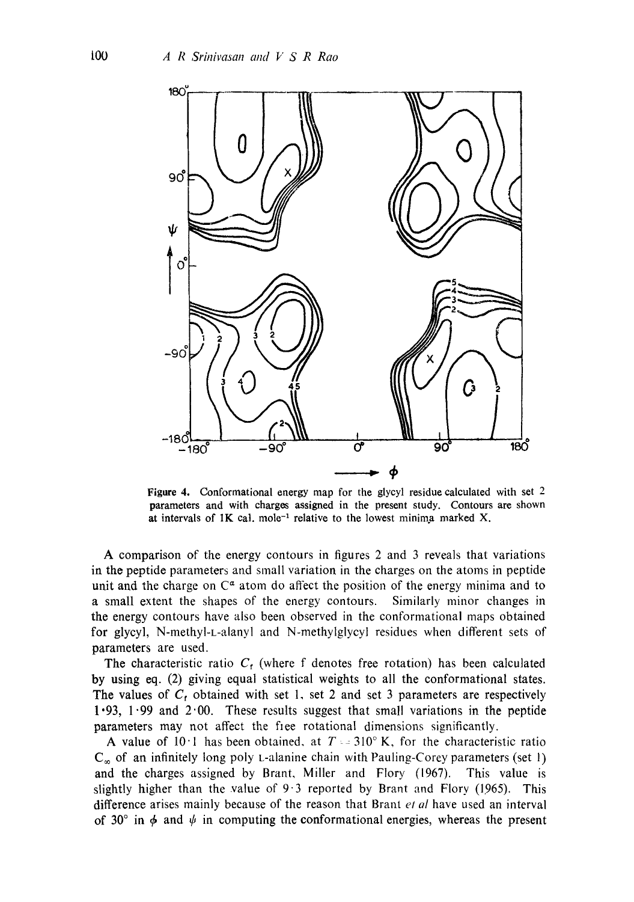Figure 4. Conformational energy map for the glycyl residue calculated with set 2 parameters and with charges assigned in the present study. Contours are shown at intervals of 1K cal. mole$^{-1}$ relative to the lowest minima marked X.

A comparison of the energy contours in figures 2 and 3 reveals that variations in the peptide parameters and small variation in the charges on the atoms in peptide unit and the charge on $C^{\alpha}$ atom do affect the position of the energy minima and to a small extent the shapes of the energy contours. Similarly minor changes in the energy contours have also been observed in the conformational maps obtained for glycyl, N-methyl-L-alanyl and N-methylglycyl residues when different sets of parameters are used.

The characteristic ratio $C_f$ (where f denotes free rotation) has been calculated by using eq. (2) giving equal statistical weights to all the conformational states. The values of $C_f$ obtained with set 1, set 2 and set 3 parameters are respectively 1·93, 1·99 and 2·00. These results suggest that small variations in the peptide parameters may not affect the free rotational dimensions significantly.

A value of 10·1 has been obtained, at $T = 310°$ K, for the characteristic ratio $C_{\infty}$ of an infinitely long poly L-alanine chain with Pauling-Corey parameters (set 1) and the charges assigned by Brant, Miller and Flory (1967). This value is slightly higher than the value of 9·3 reported by Brant and Flory (1965). This difference arises mainly because of the reason that Brant *et al* have used an interval of 30° in $\phi$ and $\psi$ in computing the conformational energies, whereas the present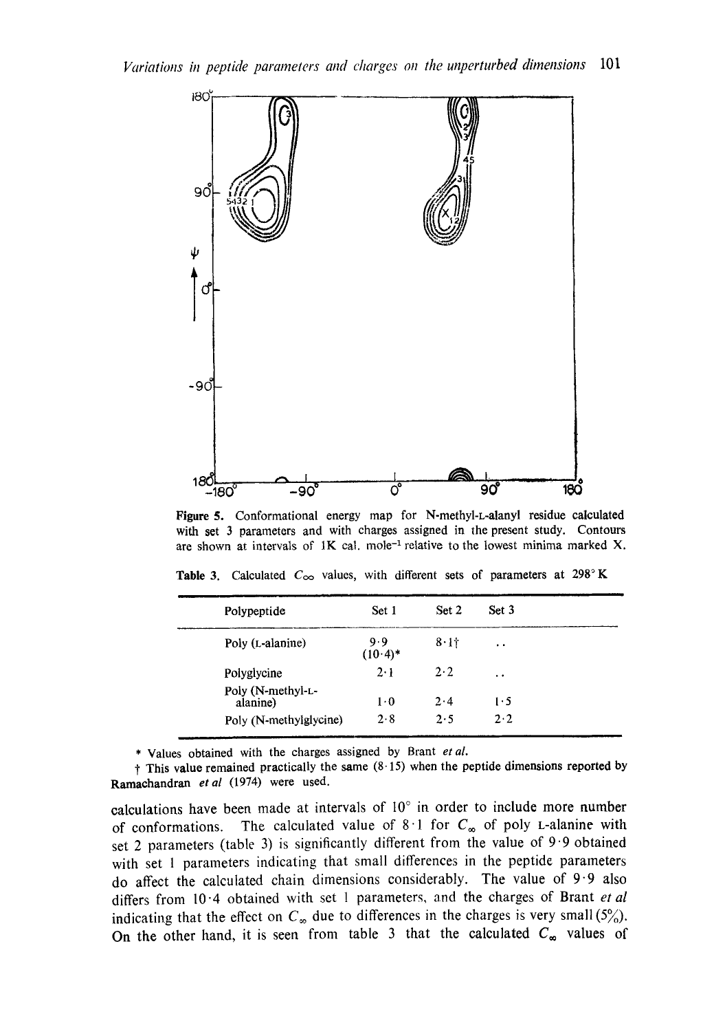**Figure 5.** Conformational energy map for N-methyl-L-alanyl residue calculated with set 3 parameters and with charges assigned in the present study. Contours are shown at intervals of 1K cal. mole$^{-1}$ relative to the lowest minima marked X.

**Table 3.** Calculated $C_\infty$ values, with different sets of parameters at 298° K

| Polypeptide | Set 1 | Set 2 | Set 3 |
|---|---|---|---|
| Poly (L-alanine) | 9·9 (10·4)* | 8·1† | .. |
| Polyglycine | 2·1 | 2·2 | .. |
| Poly (N-methyl-L-alanine) | 1·0 | 2·4 | 1·5 |
| Poly (N-methylglycine) | 2·8 | 2·5 | 2·2 |

\* Values obtained with the charges assigned by Brant *et al.*

† This value remained practically the same (8·15) when the peptide dimensions reported by Ramachandran *et al* (1974) were used.

calculations have been made at intervals of 10° in order to include more number of conformations. The calculated value of 8·1 for $C_\infty$ of poly L-alanine with set 2 parameters (table 3) is significantly different from the value of 9·9 obtained with set 1 parameters indicating that small differences in the peptide parameters do affect the calculated chain dimensions considerably. The value of 9·9 also differs from 10·4 obtained with set 1 parameters, and the charges of Brant *et al* indicating that the effect on $C_\infty$ due to differences in the charges is very small (5%). On the other hand, it is seen from table 3 that the calculated $C_\infty$ values of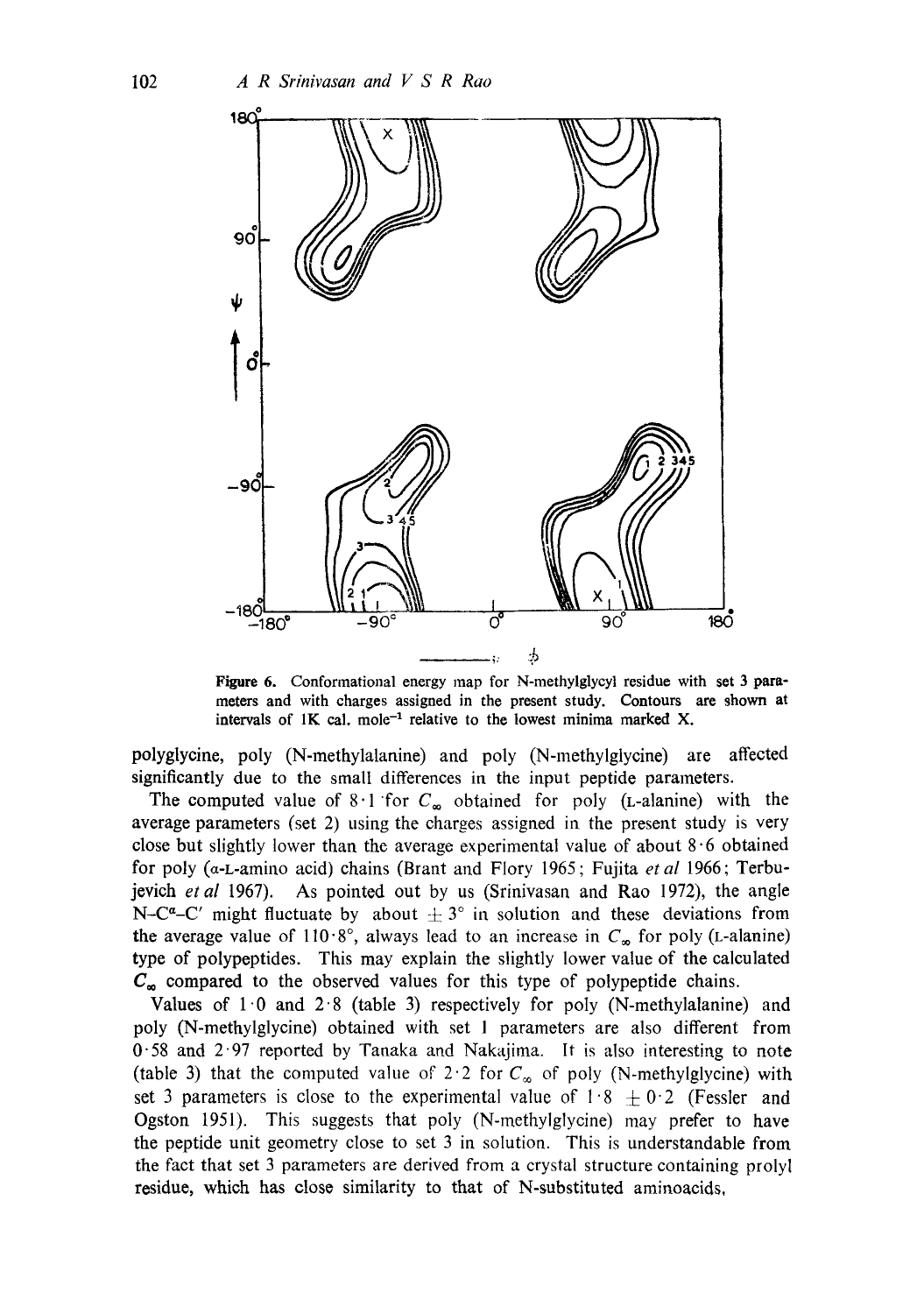**Figure 6.** Conformational energy map for N-methylglycyl residue with set 3 parameters and with charges assigned in the present study. Contours are shown at intervals of 1K cal. mole$^{-1}$ relative to the lowest minima marked X.

polyglycine, poly (N-methylalanine) and poly (N-methylglycine) are affected significantly due to the small differences in the input peptide parameters.

The computed value of 8·1 for $C_\infty$ obtained for poly (L-alanine) with the average parameters (set 2) using the charges assigned in the present study is very close but slightly lower than the average experimental value of about 8·6 obtained for poly ($\alpha$-L-amino acid) chains (Brant and Flory 1965; Fujita *et al* 1966; Terbujevich *et al* 1967). As pointed out by us (Srinivasan and Rao 1972), the angle N–C$^{\alpha}$–C$'$ might fluctuate by about $\pm$ 3° in solution and these deviations from the average value of 110·8°, always lead to an increase in $C_\infty$ for poly (L-alanine) type of polypeptides. This may explain the slightly lower value of the calculated $C_\infty$ compared to the observed values for this type of polypeptide chains.

Values of 1·0 and 2·8 (table 3) respectively for poly (N-methylalanine) and poly (N-methylglycine) obtained with set 1 parameters are also different from 0·58 and 2·97 reported by Tanaka and Nakajima. It is also interesting to note (table 3) that the computed value of 2·2 for $C_\infty$ of poly (N-methylglycine) with set 3 parameters is close to the experimental value of 1·8 $\pm$ 0·2 (Fessler and Ogston 1951). This suggests that poly (N-methylglycine) may prefer to have the peptide unit geometry close to set 3 in solution. This is understandable from the fact that set 3 parameters are derived from a crystal structure containing prolyl residue, which has close similarity to that of N-substituted aminoacids.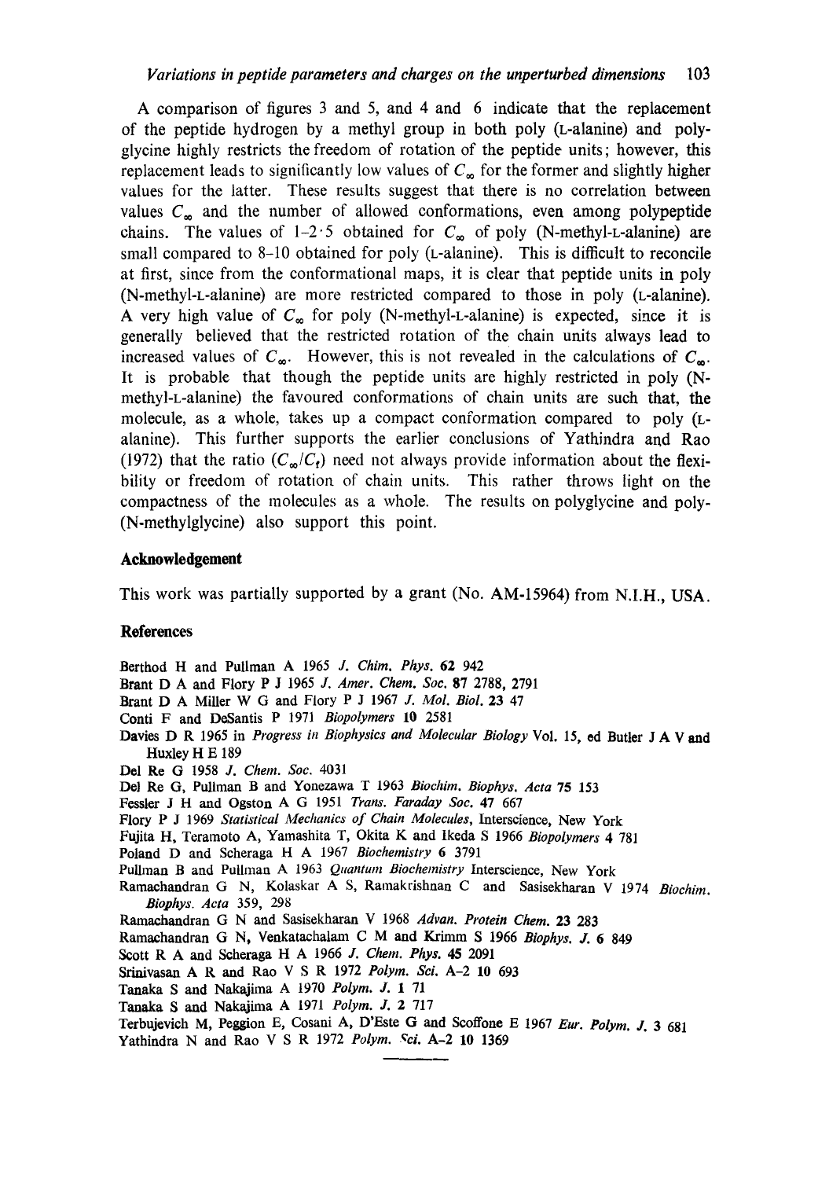A comparison of figures 3 and 5, and 4 and 6 indicate that the replacement of the peptide hydrogen by a methyl group in both poly (L-alanine) and polyglycine highly restricts the freedom of rotation of the peptide units; however, this replacement leads to significantly low values of $C_\infty$ for the former and slightly higher values for the latter. These results suggest that there is no correlation between values $C_\infty$ and the number of allowed conformations, even among polypeptide chains. The values of 1–2·5 obtained for $C_\infty$ of poly (N-methyl-L-alanine) are small compared to 8–10 obtained for poly (L-alanine). This is difficult to reconcile at first, since from the conformational maps, it is clear that peptide units in poly (N-methyl-L-alanine) are more restricted compared to those in poly (L-alanine). A very high value of $C_\infty$ for poly (N-methyl-L-alanine) is expected, since it is generally believed that the restricted rotation of the chain units always lead to increased values of $C_\infty$. However, this is not revealed in the calculations of $C_\infty$. It is probable that though the peptide units are highly restricted in poly (N-methyl-L-alanine) the favoured conformations of chain units are such that, the molecule, as a whole, takes up a compact conformation compared to poly (L-alanine). This further supports the earlier conclusions of Yathindra and Rao (1972) that the ratio $(C_\infty/C_f)$ need not always provide information about the flexibility or freedom of rotation of chain units. This rather throws light on the compactness of the molecules as a whole. The results on polyglycine and poly-(N-methylglycine) also support this point.

## Acknowledgement

This work was partially supported by a grant (No. AM-15964) from N.I.H., USA.

## References

Berthod H and Pullman A 1965 *J. Chim. Phys.* **62** 942

Brant D A and Flory P J 1965 *J. Amer. Chem. Soc.* **87** 2788, 2791

Brant D A Miller W G and Flory P J 1967 *J. Mol. Biol.* **23** 47

Conti F and DeSantis P 1971 *Biopolymers* **10** 2581

Davies D R 1965 in *Progress in Biophysics and Molecular Biology* Vol. 15, ed Butler J A V and Huxley H E 189

Del Re G 1958 *J. Chem. Soc.* 4031

Del Re G, Pullman B and Yonezawa T 1963 *Biochim. Biophys. Acta* **75** 153

Fessler J H and Ogston A G 1951 *Trans. Faraday Soc.* **47** 667

Flory P J 1969 *Statistical Mechanics of Chain Molecules*, Interscience, New York

Fujita H, Teramoto A, Yamashita T, Okita K and Ikeda S 1966 *Biopolymers* **4** 781

Poland D and Scheraga H A 1967 *Biochemistry* **6** 3791

Pullman B and Pullman A 1963 *Quantum Biochemistry* Interscience, New York

Ramachandran G N, Kolaskar A S, Ramakrishnan C and Sasisekharan V 1974 *Biochim. Biophys. Acta* 359, 298

Ramachandran G N and Sasisekharan V 1968 *Advan. Protein Chem.* **23** 283

Ramachandran G N, Venkatachalam C M and Krimm S 1966 *Biophys. J.* **6** 849

Scott R A and Scheraga H A 1966 *J. Chem. Phys.* **45** 2091

Srinivasan A R and Rao V S R 1972 *Polym. Sci.* A–2 **10** 693

Tanaka S and Nakajima A 1970 *Polym. J.* **1** 71

Tanaka S and Nakajima A 1971 *Polym. J.* **2** 717

Terbujevich M, Peggion E, Cosani A, D'Este G and Scoffone E 1967 *Eur. Polym. J.* **3** 681

Yathindra N and Rao V S R 1972 *Polym. Sci.* A–2 **10** 1369